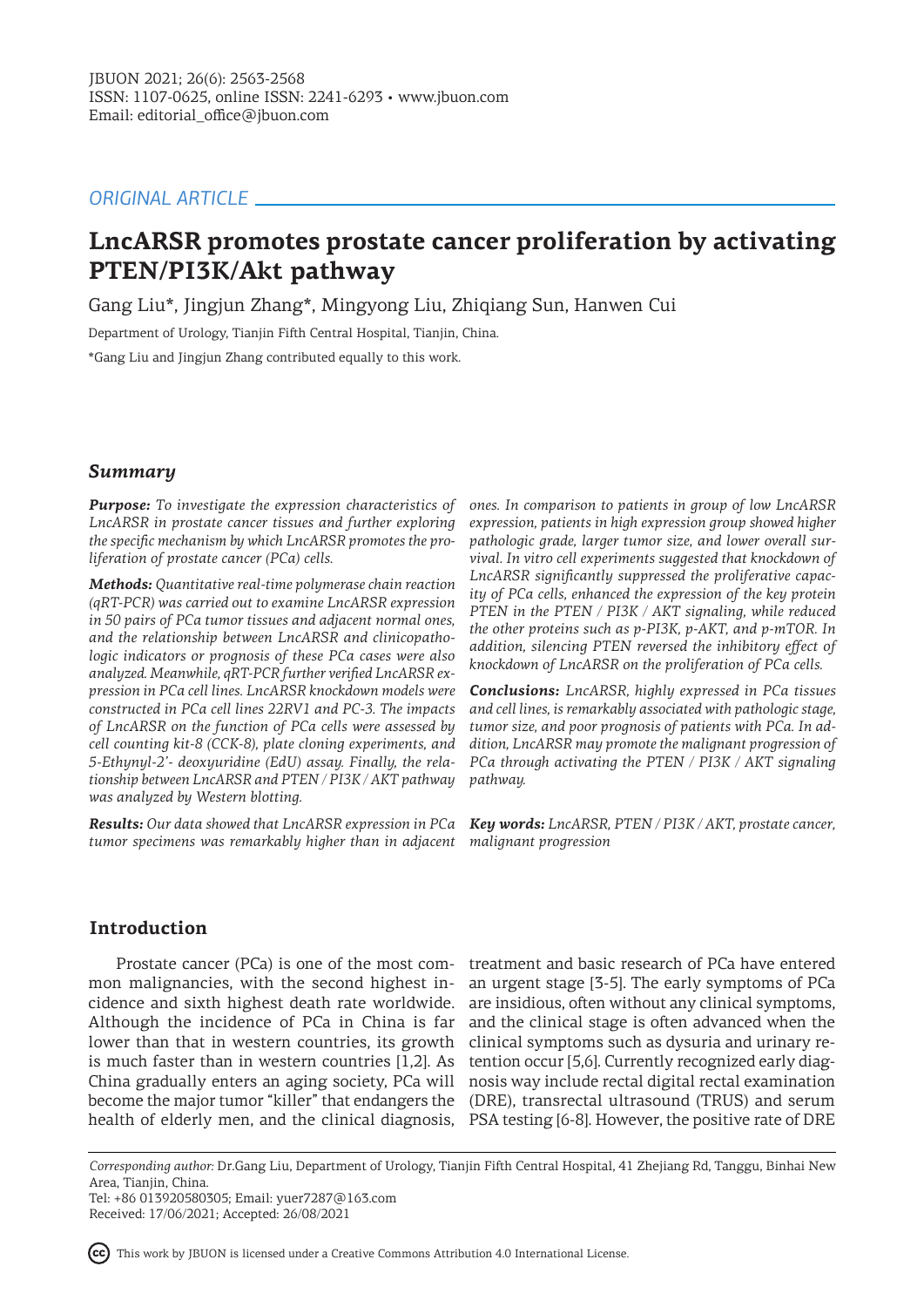ORIGINAL ARTICLE

# LncARSR promotes prostate cancer proliferation by activating PTEN/PI3K/Akt pathway

Gang Liu*, Jingjun Zhang*, Mingyong Liu, Zhiqiang Sun, Hanwen Cui

Department of Urology, Tianjin Fifth Central Hospital, Tianjin, China.

*Gang Liu and Jingjun Zhang contributed equally to this work.

## Summary

***Purpose:*** *To investigate the expression characteristics of LncARSR in prostate cancer tissues and further exploring the specific mechanism by which LncARSR promotes the proliferation of prostate cancer (PCa) cells.*

***Methods:*** *Quantitative real-time polymerase chain reaction (qRT-PCR) was carried out to examine LncARSR expression in 50 pairs of PCa tumor tissues and adjacent normal ones, and the relationship between LncARSR and clinicopathologic indicators or prognosis of these PCa cases were also analyzed. Meanwhile, qRT-PCR further verified LncARSR expression in PCa cell lines. LncARSR knockdown models were constructed in PCa cell lines 22RV1 and PC-3. The impacts of LncARSR on the function of PCa cells were assessed by cell counting kit-8 (CCK-8), plate cloning experiments, and 5-Ethynyl-2'- deoxyuridine (EdU) assay. Finally, the relationship between LncARSR and PTEN / PI3K / AKT pathway was analyzed by Western blotting.*

***Results:*** *Our data showed that LncARSR expression in PCa tumor specimens was remarkably higher than in adjacent ones. In comparison to patients in group of low LncARSR expression, patients in high expression group showed higher pathologic grade, larger tumor size, and lower overall survival. In vitro cell experiments suggested that knockdown of LncARSR significantly suppressed the proliferative capacity of PCa cells, enhanced the expression of the key protein PTEN in the PTEN / PI3K / AKT signaling, while reduced the other proteins such as p-PI3K, p-AKT, and p-mTOR. In addition, silencing PTEN reversed the inhibitory effect of knockdown of LncARSR on the proliferation of PCa cells.*

***Conclusions:*** *LncARSR, highly expressed in PCa tissues and cell lines, is remarkably associated with pathologic stage, tumor size, and poor prognosis of patients with PCa. In addition, LncARSR may promote the malignant progression of PCa through activating the PTEN / PI3K / AKT signaling pathway.*

***Key words:*** *LncARSR, PTEN / PI3K / AKT, prostate cancer, malignant progression*

## Introduction

Prostate cancer (PCa) is one of the most common malignancies, with the second highest incidence and sixth highest death rate worldwide. Although the incidence of PCa in China is far lower than that in western countries, its growth is much faster than in western countries [1,2]. As China gradually enters an aging society, PCa will become the major tumor "killer" that endangers the health of elderly men, and the clinical diagnosis, treatment and basic research of PCa have entered an urgent stage [3-5]. The early symptoms of PCa are insidious, often without any clinical symptoms, and the clinical stage is often advanced when the clinical symptoms such as dysuria and urinary retention occur [5,6]. Currently recognized early diagnosis way include rectal digital rectal examination (DRE), transrectal ultrasound (TRUS) and serum PSA testing [6-8]. However, the positive rate of DRE

*Corresponding author:* Dr.Gang Liu, Department of Urology, Tianjin Fifth Central Hospital, 41 Zhejiang Rd, Tanggu, Binhai New Area, Tianjin, China.
Tel: +86 013920580305; Email: yuer7287@163.com
Received: 17/06/2021; Accepted: 26/08/2021

This work by JBUON is licensed under a Creative Commons Attribution 4.0 International License.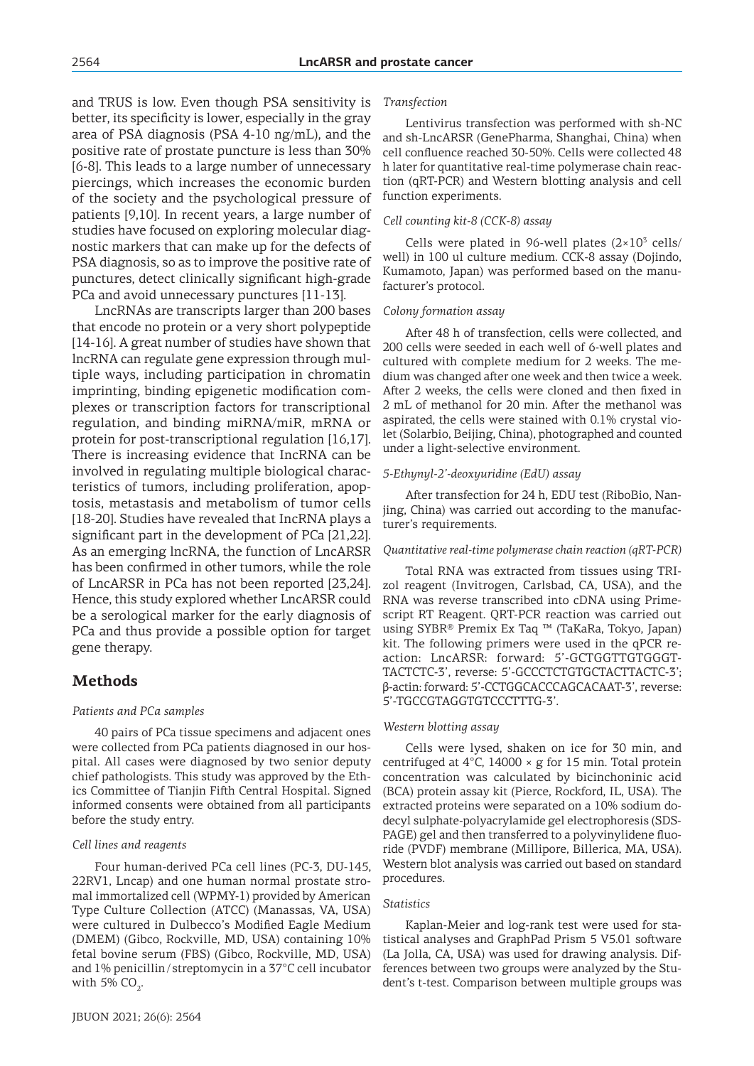and TRUS is low. Even though PSA sensitivity is better, its specificity is lower, especially in the gray area of PSA diagnosis (PSA 4-10 ng/mL), and the positive rate of prostate puncture is less than 30% [6-8]. This leads to a large number of unnecessary piercings, which increases the economic burden of the society and the psychological pressure of patients [9,10]. In recent years, a large number of studies have focused on exploring molecular diagnostic markers that can make up for the defects of PSA diagnosis, so as to improve the positive rate of punctures, detect clinically significant high-grade PCa and avoid unnecessary punctures [11-13].

LncRNAs are transcripts larger than 200 bases that encode no protein or a very short polypeptide [14-16]. A great number of studies have shown that lncRNA can regulate gene expression through multiple ways, including participation in chromatin imprinting, binding epigenetic modification complexes or transcription factors for transcriptional regulation, and binding miRNA/miR, mRNA or protein for post-transcriptional regulation [16,17]. There is increasing evidence that IncRNA can be involved in regulating multiple biological characteristics of tumors, including proliferation, apoptosis, metastasis and metabolism of tumor cells [18-20]. Studies have revealed that IncRNA plays a significant part in the development of PCa [21,22]. As an emerging lncRNA, the function of LncARSR has been confirmed in other tumors, while the role of LncARSR in PCa has not been reported [23,24]. Hence, this study explored whether LncARSR could be a serological marker for the early diagnosis of PCa and thus provide a possible option for target gene therapy.

## Methods

*Patients and PCa samples*

40 pairs of PCa tissue specimens and adjacent ones were collected from PCa patients diagnosed in our hospital. All cases were diagnosed by two senior deputy chief pathologists. This study was approved by the Ethics Committee of Tianjin Fifth Central Hospital. Signed informed consents were obtained from all participants before the study entry.

*Cell lines and reagents*

Four human-derived PCa cell lines (PC-3, DU-145, 22RV1, Lncap) and one human normal prostate stromal immortalized cell (WPMY-1) provided by American Type Culture Collection (ATCC) (Manassas, VA, USA) were cultured in Dulbecco's Modified Eagle Medium (DMEM) (Gibco, Rockville, MD, USA) containing 10% fetal bovine serum (FBS) (Gibco, Rockville, MD, USA) and 1% penicillin/streptomycin in a 37°C cell incubator with 5% $CO_2$.

*Transfection*

Lentivirus transfection was performed with sh-NC and sh-LncARSR (GenePharma, Shanghai, China) when cell confluence reached 30-50%. Cells were collected 48 h later for quantitative real-time polymerase chain reaction (qRT-PCR) and Western blotting analysis and cell function experiments.

*Cell counting kit-8 (CCK-8) assay*

Cells were plated in 96-well plates ($2 \times 10^3$ cells/well) in 100 ul culture medium. CCK-8 assay (Dojindo, Kumamoto, Japan) was performed based on the manufacturer's protocol.

*Colony formation assay*

After 48 h of transfection, cells were collected, and 200 cells were seeded in each well of 6-well plates and cultured with complete medium for 2 weeks. The medium was changed after one week and then twice a week. After 2 weeks, the cells were cloned and then fixed in 2 mL of methanol for 20 min. After the methanol was aspirated, the cells were stained with 0.1% crystal violet (Solarbio, Beijing, China), photographed and counted under a light-selective environment.

*5-Ethynyl-2'-deoxyuridine (EdU) assay*

After transfection for 24 h, EDU test (RiboBio, Nanjing, China) was carried out according to the manufacturer's requirements.

*Quantitative real-time polymerase chain reaction (qRT-PCR)*

Total RNA was extracted from tissues using TRIzol reagent (Invitrogen, Carlsbad, CA, USA), and the RNA was reverse transcribed into cDNA using Primescript RT Reagent. QRT-PCR reaction was carried out using SYBR® Premix Ex Taq ™ (TaKaRa, Tokyo, Japan) kit. The following primers were used in the qPCR reaction: LncARSR: forward: 5'-GCTGGTTGTGGGTTACTCTC-3', reverse: 5'-GCCCTCTGTGCTACTTACTC-3'; β-actin: forward: 5'-CCTGGCACCCAGCACAAT-3', reverse: 5'-TGCCGTAGGTGTCCCTTTG-3'.

*Western blotting assay*

Cells were lysed, shaken on ice for 30 min, and centrifuged at 4°C, 14000 × g for 15 min. Total protein concentration was calculated by bicinchoninic acid (BCA) protein assay kit (Pierce, Rockford, IL, USA). The extracted proteins were separated on a 10% sodium dodecyl sulphate-polyacrylamide gel electrophoresis (SDS-PAGE) gel and then transferred to a polyvinylidene fluoride (PVDF) membrane (Millipore, Billerica, MA, USA). Western blot analysis was carried out based on standard procedures.

*Statistics*

Kaplan-Meier and log-rank test were used for statistical analyses and GraphPad Prism 5 V5.01 software (La Jolla, CA, USA) was used for drawing analysis. Differences between two groups were analyzed by the Student's t-test. Comparison between multiple groups was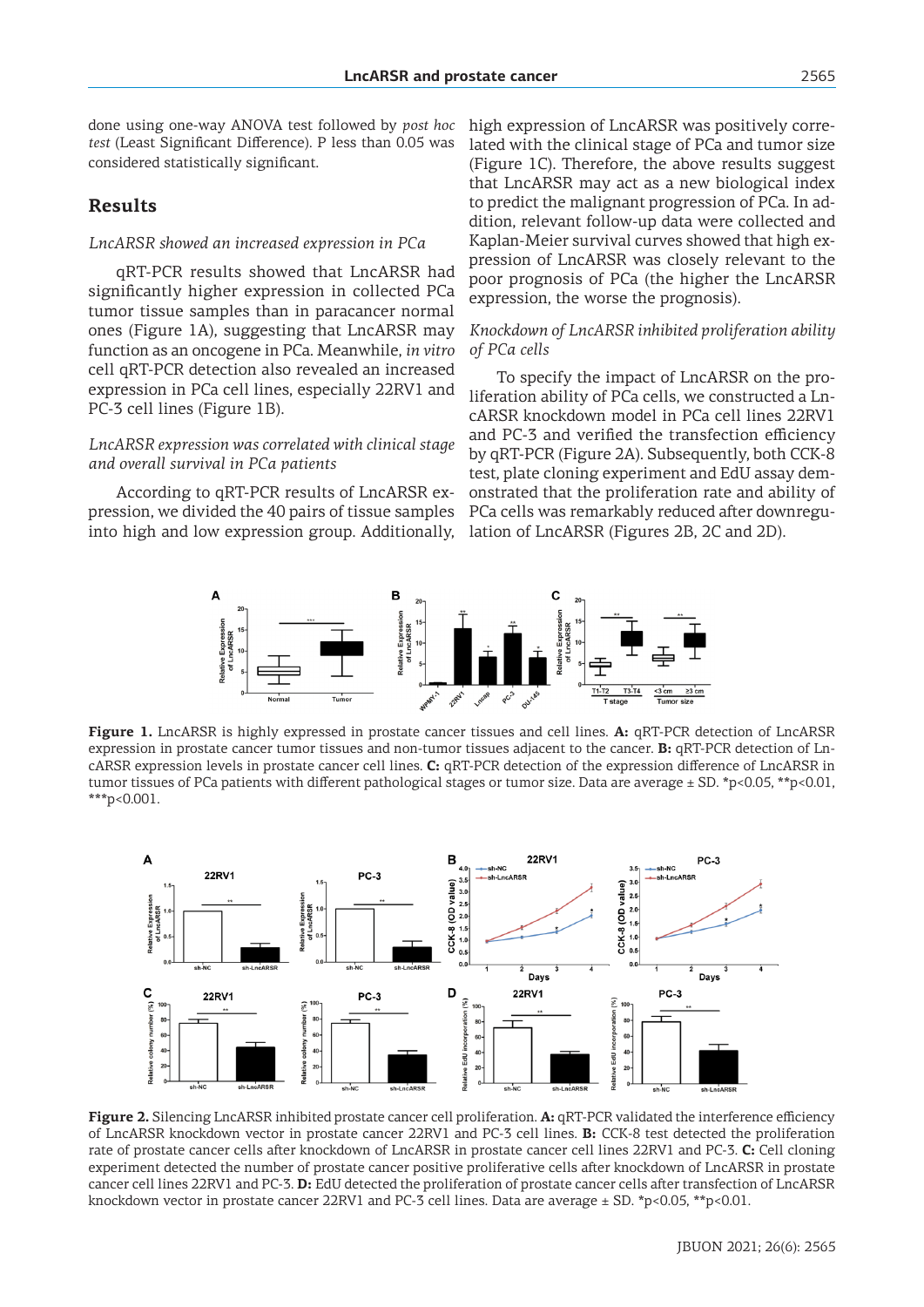done using one-way ANOVA test followed by *post hoc test* (Least Significant Difference). P less than 0.05 was considered statistically significant.

## Results

*LncARSR showed an increased expression in PCa*

qRT-PCR results showed that LncARSR had significantly higher expression in collected PCa tumor tissue samples than in paracancer normal ones (Figure 1A), suggesting that LncARSR may function as an oncogene in PCa. Meanwhile, *in vitro* cell qRT-PCR detection also revealed an increased expression in PCa cell lines, especially 22RV1 and PC-3 cell lines (Figure 1B).

*LncARSR expression was correlated with clinical stage and overall survival in PCa patients*

According to qRT-PCR results of LncARSR expression, we divided the 40 pairs of tissue samples into high and low expression group. Additionally, high expression of LncARSR was positively correlated with the clinical stage of PCa and tumor size (Figure 1C). Therefore, the above results suggest that LncARSR may act as a new biological index to predict the malignant progression of PCa. In addition, relevant follow-up data were collected and Kaplan-Meier survival curves showed that high expression of LncARSR was closely relevant to the poor prognosis of PCa (the higher the LncARSR expression, the worse the prognosis).

*Knockdown of LncARSR inhibited proliferation ability of PCa cells*

To specify the impact of LncARSR on the proliferation ability of PCa cells, we constructed a LncARSR knockdown model in PCa cell lines 22RV1 and PC-3 and verified the transfection efficiency by qRT-PCR (Figure 2A). Subsequently, both CCK-8 test, plate cloning experiment and EdU assay demonstrated that the proliferation rate and ability of PCa cells was remarkably reduced after downregulation of LncARSR (Figures 2B, 2C and 2D).

**Figure 1.** LncARSR is highly expressed in prostate cancer tissues and cell lines. **A:** qRT-PCR detection of LncARSR expression in prostate cancer tumor tissues and non-tumor tissues adjacent to the cancer. **B:** qRT-PCR detection of LncARSR expression levels in prostate cancer cell lines. **C:** qRT-PCR detection of the expression difference of LncARSR in tumor tissues of PCa patients with different pathological stages or tumor size. Data are average ± SD. *p<0.05, **p<0.01, ***p<0.001.

**Figure 2.** Silencing LncARSR inhibited prostate cancer cell proliferation. **A:** qRT-PCR validated the interference efficiency of LncARSR knockdown vector in prostate cancer 22RV1 and PC-3 cell lines. **B:** CCK-8 test detected the proliferation rate of prostate cancer cells after knockdown of LncARSR in prostate cancer cell lines 22RV1 and PC-3. **C:** Cell cloning experiment detected the number of prostate cancer positive proliferative cells after knockdown of LncARSR in prostate cancer cell lines 22RV1 and PC-3. **D:** EdU detected the proliferation of prostate cancer cells after transfection of LncARSR knockdown vector in prostate cancer 22RV1 and PC-3 cell lines. Data are average ± SD. *p<0.05, **p<0.01.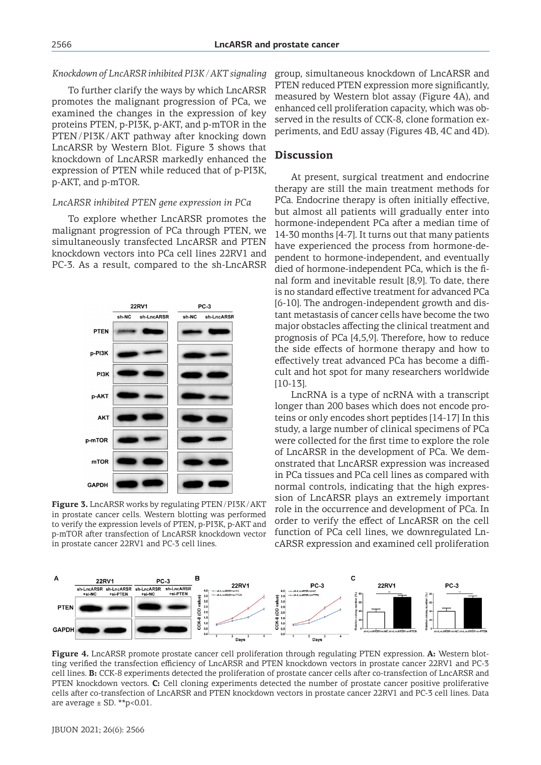*Knockdown of LncARSR inhibited PI3K/AKT signaling*

To further clarify the ways by which LncARSR promotes the malignant progression of PCa, we examined the changes in the expression of key proteins PTEN, p-PI3K, p-AKT, and p-mTOR in the PTEN/PI3K/AKT pathway after knocking down LncARSR by Western Blot. Figure 3 shows that knockdown of LncARSR markedly enhanced the expression of PTEN while reduced that of p-PI3K, p-AKT, and p-mTOR.

*LncARSR inhibited PTEN gene expression in PCa*

To explore whether LncARSR promotes the malignant progression of PCa through PTEN, we simultaneously transfected LncARSR and PTEN knockdown vectors into PCa cell lines 22RV1 and PC-3. As a result, compared to the sh-LncARSR group, simultaneous knockdown of LncARSR and PTEN reduced PTEN expression more significantly, measured by Western blot assay (Figure 4A), and enhanced cell proliferation capacity, which was observed in the results of CCK-8, clone formation experiments, and EdU assay (Figures 4B, 4C and 4D).

**Figure 3.** LncARSR works by regulating PTEN/PI3K/AKT in prostate cancer cells. Western blotting was performed to verify the expression levels of PTEN, p-PI3K, p-AKT and p-mTOR after transfection of LncARSR knockdown vector in prostate cancer 22RV1 and PC-3 cell lines.

## Discussion

At present, surgical treatment and endocrine therapy are still the main treatment methods for PCa. Endocrine therapy is often initially effective, but almost all patients will gradually enter into hormone-independent PCa after a median time of 14-30 months [4-7]. It turns out that many patients have experienced the process from hormone-dependent to hormone-independent, and eventually died of hormone-independent PCa, which is the final form and inevitable result [8,9]. To date, there is no standard effective treatment for advanced PCa [6-10]. The androgen-independent growth and distant metastasis of cancer cells have become the two major obstacles affecting the clinical treatment and prognosis of PCa [4,5,9]. Therefore, how to reduce the side effects of hormone therapy and how to effectively treat advanced PCa has become a difficult and hot spot for many researchers worldwide [10-13].

LncRNA is a type of ncRNA with a transcript longer than 200 bases which does not encode proteins or only encodes short peptides [14-17] In this study, a large number of clinical specimens of PCa were collected for the first time to explore the role of LncARSR in the development of PCa. We demonstrated that LncARSR expression was increased in PCa tissues and PCa cell lines as compared with normal controls, indicating that the high expression of LncARSR plays an extremely important role in the occurrence and development of PCa. In order to verify the effect of LncARSR on the cell function of PCa cell lines, we downregulated LncARSR expression and examined cell proliferation

**Figure 4.** LncARSR promote prostate cancer cell proliferation through regulating PTEN expression. **A:** Western blotting verified the transfection efficiency of LncARSR and PTEN knockdown vectors in prostate cancer 22RV1 and PC-3 cell lines. **B:** CCK-8 experiments detected the proliferation of prostate cancer cells after co-transfection of LncARSR and PTEN knockdown vectors. **C:** Cell cloning experiments detected the number of prostate cancer positive proliferative cells after co-transfection of LncARSR and PTEN knockdown vectors in prostate cancer 22RV1 and PC-3 cell lines. Data are average ± SD. **p<0.01.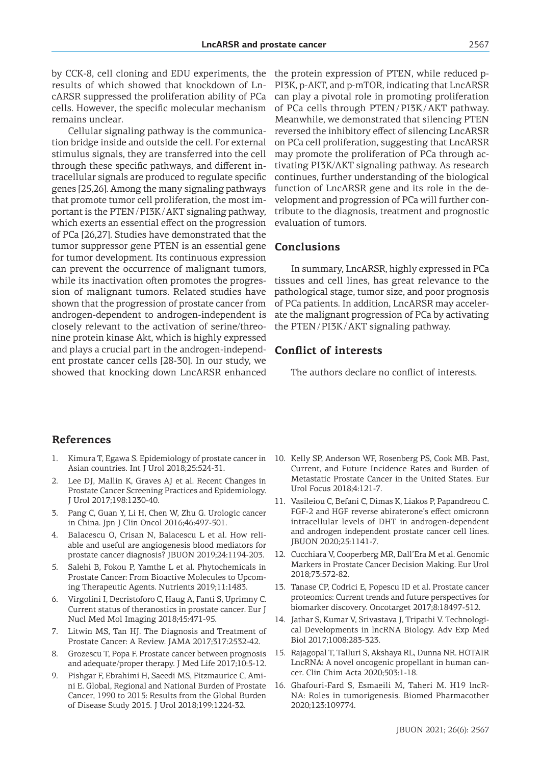by CCK-8, cell cloning and EDU experiments, the results of which showed that knockdown of LncARSR suppressed the proliferation ability of PCa cells. However, the specific molecular mechanism remains unclear.

Cellular signaling pathway is the communication bridge inside and outside the cell. For external stimulus signals, they are transferred into the cell through these specific pathways, and different intracellular signals are produced to regulate specific genes [25,26]. Among the many signaling pathways that promote tumor cell proliferation, the most important is the PTEN/PI3K/AKT signaling pathway, which exerts an essential effect on the progression of PCa [26,27]. Studies have demonstrated that the tumor suppressor gene PTEN is an essential gene for tumor development. Its continuous expression can prevent the occurrence of malignant tumors, while its inactivation often promotes the progression of malignant tumors. Related studies have shown that the progression of prostate cancer from androgen-dependent to androgen-independent is closely relevant to the activation of serine/threonine protein kinase Akt, which is highly expressed and plays a crucial part in the androgen-independent prostate cancer cells [28-30]. In our study, we showed that knocking down LncARSR enhanced the protein expression of PTEN, while reduced p-PI3K, p-AKT, and p-mTOR, indicating that LncARSR can play a pivotal role in promoting proliferation of PCa cells through PTEN/PI3K/AKT pathway. Meanwhile, we demonstrated that silencing PTEN reversed the inhibitory effect of silencing LncARSR on PCa cell proliferation, suggesting that LncARSR may promote the proliferation of PCa through activating PI3K/AKT signaling pathway. As research continues, further understanding of the biological function of LncARSR gene and its role in the development and progression of PCa will further contribute to the diagnosis, treatment and prognostic evaluation of tumors.

## Conclusions

In summary, LncARSR, highly expressed in PCa tissues and cell lines, has great relevance to the pathological stage, tumor size, and poor prognosis of PCa patients. In addition, LncARSR may accelerate the malignant progression of PCa by activating the PTEN/PI3K/AKT signaling pathway.

## Conflict of interests

The authors declare no conflict of interests.

## References

1. Kimura T, Egawa S. Epidemiology of prostate cancer in Asian countries. Int J Urol 2018;25:524-31.
2. Lee DJ, Mallin K, Graves AJ et al. Recent Changes in Prostate Cancer Screening Practices and Epidemiology. J Urol 2017;198:1230-40.
3. Pang C, Guan Y, Li H, Chen W, Zhu G. Urologic cancer in China. Jpn J Clin Oncol 2016;46:497-501.
4. Balacescu O, Crisan N, Balacescu L et al. How reliable and useful are angiogenesis blood mediators for prostate cancer diagnosis? JBUON 2019;24:1194-203.
5. Salehi B, Fokou P, Yamthe L et al. Phytochemicals in Prostate Cancer: From Bioactive Molecules to Upcoming Therapeutic Agents. Nutrients 2019;11:1483.
6. Virgolini I, Decristoforo C, Haug A, Fanti S, Uprimny C. Current status of theranostics in prostate cancer. Eur J Nucl Med Mol Imaging 2018;45:471-95.
7. Litwin MS, Tan HJ. The Diagnosis and Treatment of Prostate Cancer: A Review. JAMA 2017;317:2532-42.
8. Grozescu T, Popa F. Prostate cancer between prognosis and adequate/proper therapy. J Med Life 2017;10:5-12.
9. Pishgar F, Ebrahimi H, Saeedi MS, Fitzmaurice C, Amini E. Global, Regional and National Burden of Prostate Cancer, 1990 to 2015: Results from the Global Burden of Disease Study 2015. J Urol 2018;199:1224-32.
10. Kelly SP, Anderson WF, Rosenberg PS, Cook MB. Past, Current, and Future Incidence Rates and Burden of Metastatic Prostate Cancer in the United States. Eur Urol Focus 2018;4:121-7.
11. Vasileiou C, Befani C, Dimas K, Liakos P, Papandreou C. FGF-2 and HGF reverse abiraterone's effect omicronn intracellular levels of DHT in androgen-dependent and androgen independent prostate cancer cell lines. JBUON 2020;25:1141-7.
12. Cucchiara V, Cooperberg MR, Dall'Era M et al. Genomic Markers in Prostate Cancer Decision Making. Eur Urol 2018;73:572-82.
13. Tanase CP, Codrici E, Popescu ID et al. Prostate cancer proteomics: Current trends and future perspectives for biomarker discovery. Oncotarget 2017;8:18497-512.
14. Jathar S, Kumar V, Srivastava J, Tripathi V. Technological Developments in lncRNA Biology. Adv Exp Med Biol 2017;1008:283-323.
15. Rajagopal T, Talluri S, Akshaya RL, Dunna NR. HOTAIR LncRNA: A novel oncogenic propellant in human cancer. Clin Chim Acta 2020;503:1-18.
16. Ghafouri-Fard S, Esmaeili M, Taheri M. H19 lncRNA: Roles in tumorigenesis. Biomed Pharmacother 2020;123:109774.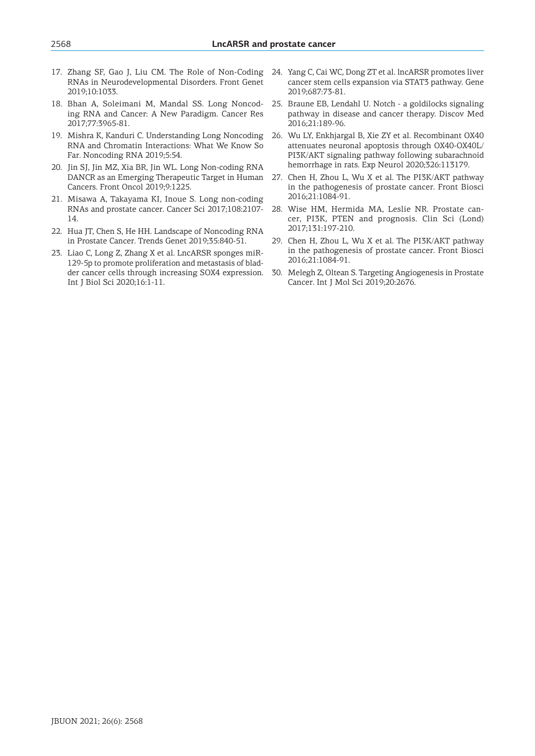17. Zhang SF, Gao J, Liu CM. The Role of Non-Coding RNAs in Neurodevelopmental Disorders. Front Genet 2019;10:1033.
18. Bhan A, Soleimani M, Mandal SS. Long Noncoding RNA and Cancer: A New Paradigm. Cancer Res 2017;77:3965-81.
19. Mishra K, Kanduri C. Understanding Long Noncoding RNA and Chromatin Interactions: What We Know So Far. Noncoding RNA 2019;5:54.
20. Jin SJ, Jin MZ, Xia BR, Jin WL. Long Non-coding RNA DANCR as an Emerging Therapeutic Target in Human Cancers. Front Oncol 2019;9:1225.
21. Misawa A, Takayama KI, Inoue S. Long non-coding RNAs and prostate cancer. Cancer Sci 2017;108:2107-14.
22. Hua JT, Chen S, He HH. Landscape of Noncoding RNA in Prostate Cancer. Trends Genet 2019;35:840-51.
23. Liao C, Long Z, Zhang X et al. LncARSR sponges miR-129-5p to promote proliferation and metastasis of bladder cancer cells through increasing SOX4 expression. Int J Biol Sci 2020;16:1-11.
24. Yang C, Cai WC, Dong ZT et al. lncARSR promotes liver cancer stem cells expansion via STAT3 pathway. Gene 2019;687:73-81.
25. Braune EB, Lendahl U. Notch - a goldilocks signaling pathway in disease and cancer therapy. Discov Med 2016;21:189-96.
26. Wu LY, Enkhjargal B, Xie ZY et al. Recombinant OX40 attenuates neuronal apoptosis through OX40-OX40L/PI3K/AKT signaling pathway following subarachnoid hemorrhage in rats. Exp Neurol 2020;326:113179.
27. Chen H, Zhou L, Wu X et al. The PI3K/AKT pathway in the pathogenesis of prostate cancer. Front Biosci 2016;21:1084-91.
28. Wise HM, Hermida MA, Leslie NR. Prostate cancer, PI3K, PTEN and prognosis. Clin Sci (Lond) 2017;131:197-210.
29. Chen H, Zhou L, Wu X et al. The PI3K/AKT pathway in the pathogenesis of prostate cancer. Front Biosci 2016;21:1084-91.
30. Melegh Z, Oltean S. Targeting Angiogenesis in Prostate Cancer. Int J Mol Sci 2019;20:2676.